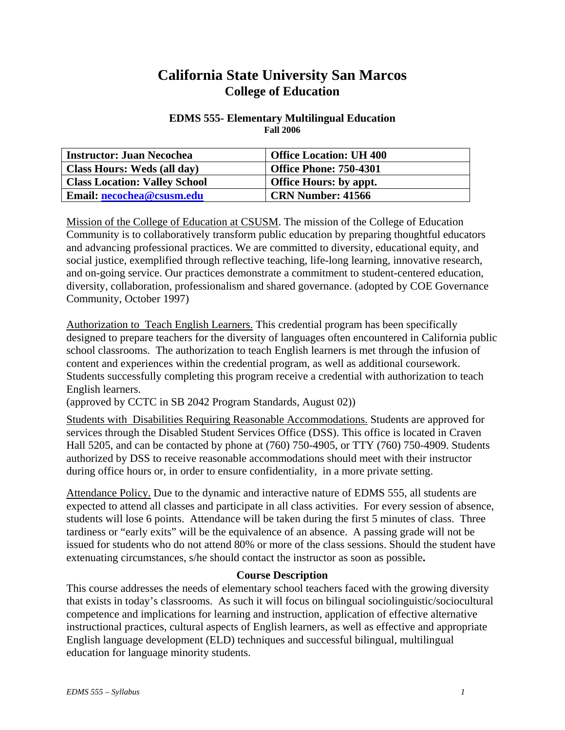# California State University San Marcos
## College of Education

### EDMS 555- Elementary Multilingual Education
**Fall 2006**

| Instructor: Juan Necochea | Office Location: UH 400 |
|---|---|
| Class Hours: Weds (all day) | Office Phone: 750-4301 |
| Class Location: Valley School | Office Hours: by appt. |
| Email: necochea@csusm.edu | CRN Number: 41566 |

Mission of the College of Education at CSUSM. The mission of the College of Education Community is to collaboratively transform public education by preparing thoughtful educators and advancing professional practices. We are committed to diversity, educational equity, and social justice, exemplified through reflective teaching, life-long learning, innovative research, and on-going service. Our practices demonstrate a commitment to student-centered education, diversity, collaboration, professionalism and shared governance. (adopted by COE Governance Community, October 1997)

Authorization to Teach English Learners. This credential program has been specifically designed to prepare teachers for the diversity of languages often encountered in California public school classrooms. The authorization to teach English learners is met through the infusion of content and experiences within the credential program, as well as additional coursework. Students successfully completing this program receive a credential with authorization to teach English learners.
(approved by CCTC in SB 2042 Program Standards, August 02))

Students with Disabilities Requiring Reasonable Accommodations. Students are approved for services through the Disabled Student Services Office (DSS). This office is located in Craven Hall 5205, and can be contacted by phone at (760) 750-4905, or TTY (760) 750-4909. Students authorized by DSS to receive reasonable accommodations should meet with their instructor during office hours or, in order to ensure confidentiality, in a more private setting.

Attendance Policy. Due to the dynamic and interactive nature of EDMS 555, all students are expected to attend all classes and participate in all class activities. For every session of absence, students will lose 6 points. Attendance will be taken during the first 5 minutes of class. Three tardiness or "early exits" will be the equivalence of an absence. A passing grade will not be issued for students who do not attend 80% or more of the class sessions. Should the student have extenuating circumstances, s/he should contact the instructor as soon as possible**.**

**Course Description**

This course addresses the needs of elementary school teachers faced with the growing diversity that exists in today's classrooms. As such it will focus on bilingual sociolinguistic/sociocultural competence and implications for learning and instruction, application of effective alternative instructional practices, cultural aspects of English learners, as well as effective and appropriate English language development (ELD) techniques and successful bilingual, multilingual education for language minority students.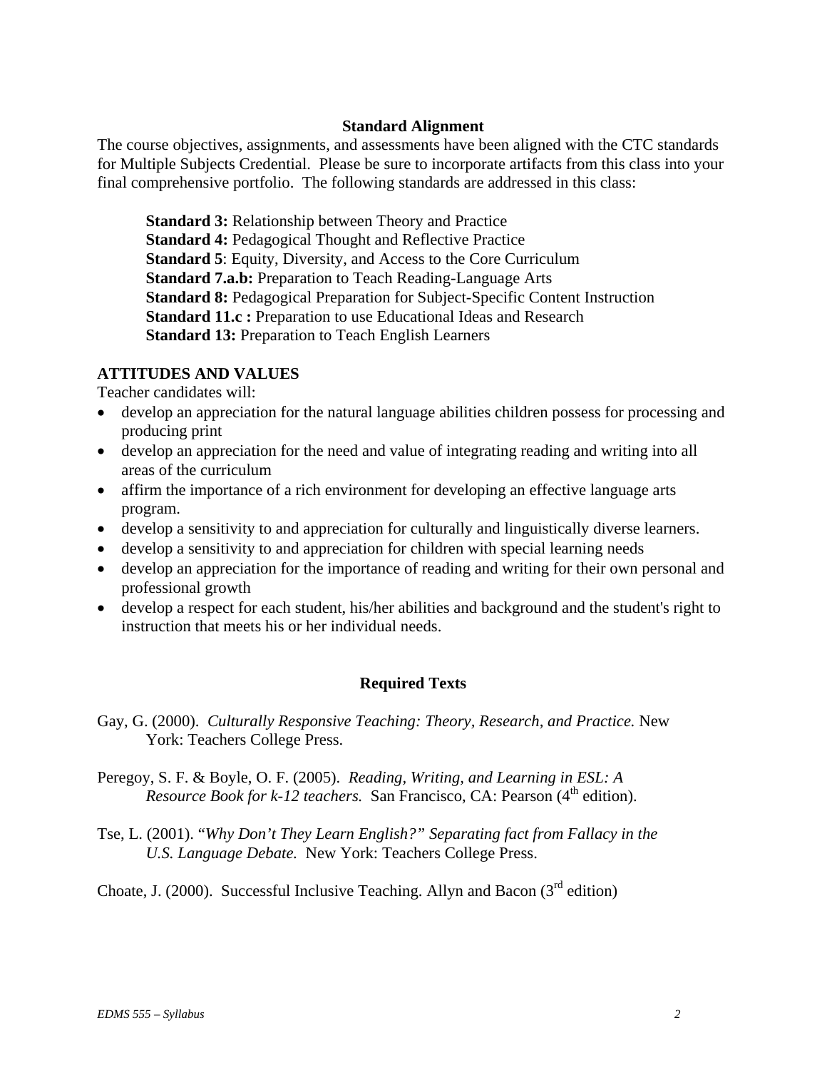## Standard Alignment

The course objectives, assignments, and assessments have been aligned with the CTC standards for Multiple Subjects Credential. Please be sure to incorporate artifacts from this class into your final comprehensive portfolio. The following standards are addressed in this class:

**Standard 3:** Relationship between Theory and Practice
**Standard 4:** Pedagogical Thought and Reflective Practice
**Standard 5**: Equity, Diversity, and Access to the Core Curriculum
**Standard 7.a.b:** Preparation to Teach Reading-Language Arts
**Standard 8:** Pedagogical Preparation for Subject-Specific Content Instruction
**Standard 11.c :** Preparation to use Educational Ideas and Research
**Standard 13:** Preparation to Teach English Learners

**ATTITUDES AND VALUES**

Teacher candidates will:

- develop an appreciation for the natural language abilities children possess for processing and producing print
- develop an appreciation for the need and value of integrating reading and writing into all areas of the curriculum
- affirm the importance of a rich environment for developing an effective language arts program.
- develop a sensitivity to and appreciation for culturally and linguistically diverse learners.
- develop a sensitivity to and appreciation for children with special learning needs
- develop an appreciation for the importance of reading and writing for their own personal and professional growth
- develop a respect for each student, his/her abilities and background and the student's right to instruction that meets his or her individual needs.

## Required Texts

Gay, G. (2000). *Culturally Responsive Teaching: Theory, Research, and Practice.* New York: Teachers College Press.

Peregoy, S. F. & Boyle, O. F. (2005). *Reading, Writing, and Learning in ESL: A Resource Book for k-12 teachers.* San Francisco, CA: Pearson (4th edition).

Tse, L. (2001). "*Why Don't They Learn English?" Separating fact from Fallacy in the U.S. Language Debate.* New York: Teachers College Press.

Choate, J. (2000). Successful Inclusive Teaching. Allyn and Bacon (3rd edition)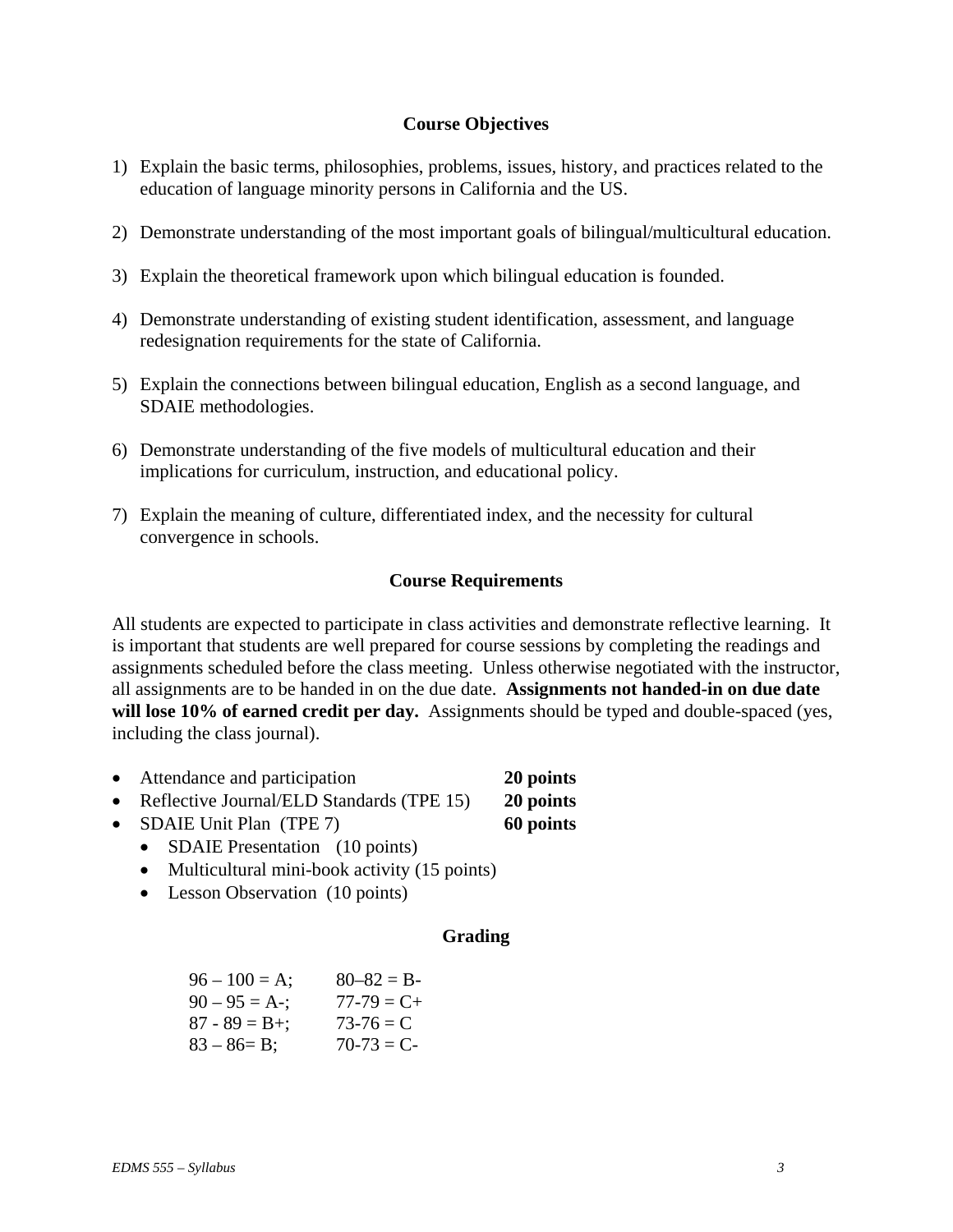## Course Objectives

1) Explain the basic terms, philosophies, problems, issues, history, and practices related to the education of language minority persons in California and the US.

2) Demonstrate understanding of the most important goals of bilingual/multicultural education.

3) Explain the theoretical framework upon which bilingual education is founded.

4) Demonstrate understanding of existing student identification, assessment, and language redesignation requirements for the state of California.

5) Explain the connections between bilingual education, English as a second language, and SDAIE methodologies.

6) Demonstrate understanding of the five models of multicultural education and their implications for curriculum, instruction, and educational policy.

7) Explain the meaning of culture, differentiated index, and the necessity for cultural convergence in schools.

## Course Requirements

All students are expected to participate in class activities and demonstrate reflective learning. It is important that students are well prepared for course sessions by completing the readings and assignments scheduled before the class meeting. Unless otherwise negotiated with the instructor, all assignments are to be handed in on the due date. **Assignments not handed-in on due date will lose 10% of earned credit per day.** Assignments should be typed and double-spaced (yes, including the class journal).

- Attendance and participation **20 points**
- Reflective Journal/ELD Standards (TPE 15) **20 points**
- SDAIE Unit Plan (TPE 7) **60 points**
  - SDAIE Presentation (10 points)
  - Multicultural mini-book activity (15 points)
  - Lesson Observation (10 points)

## Grading

| | |
|---|---|
| 96 – 100 = A; | 80–82 = B- |
| 90 – 95 = A-; | 77-79 = C+ |
| 87 - 89 = B+; | 73-76 = C |
| 83 – 86= B; | 70-73 = C- |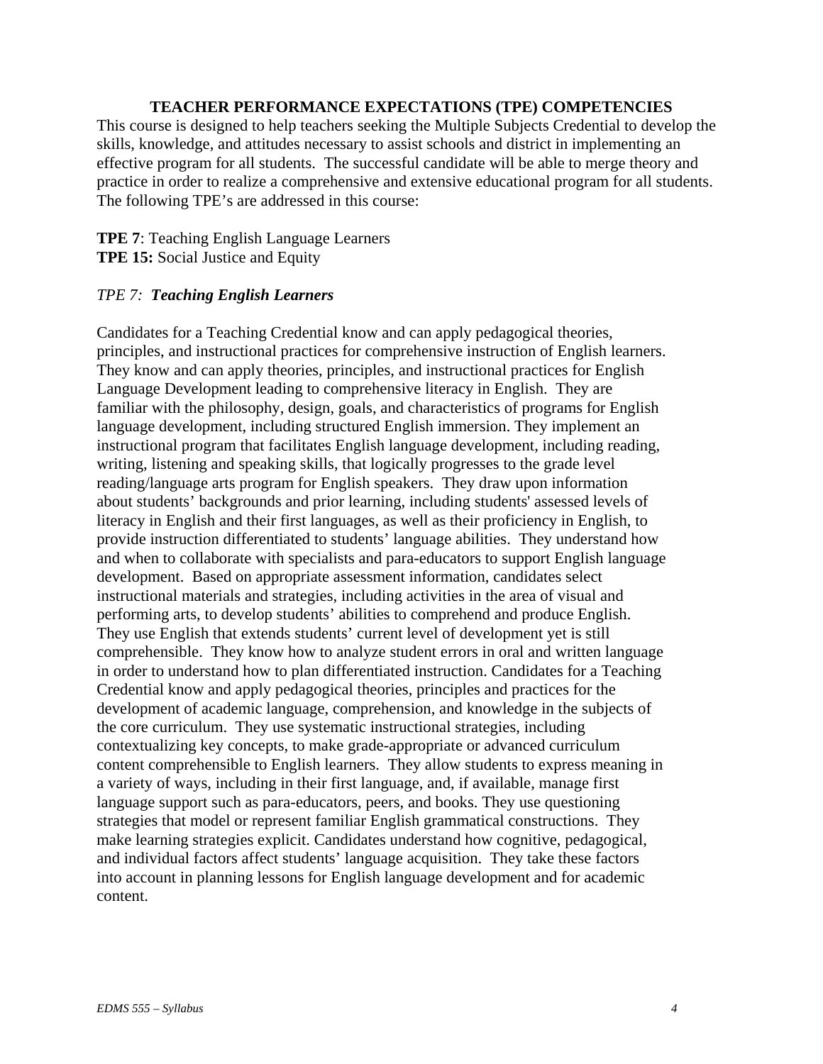## TEACHER PERFORMANCE EXPECTATIONS (TPE) COMPETENCIES

This course is designed to help teachers seeking the Multiple Subjects Credential to develop the skills, knowledge, and attitudes necessary to assist schools and district in implementing an effective program for all students. The successful candidate will be able to merge theory and practice in order to realize a comprehensive and extensive educational program for all students. The following TPE's are addressed in this course:

**TPE 7**: Teaching English Language Learners
**TPE 15:** Social Justice and Equity

*TPE 7: **Teaching English Learners***

Candidates for a Teaching Credential know and can apply pedagogical theories, principles, and instructional practices for comprehensive instruction of English learners. They know and can apply theories, principles, and instructional practices for English Language Development leading to comprehensive literacy in English. They are familiar with the philosophy, design, goals, and characteristics of programs for English language development, including structured English immersion. They implement an instructional program that facilitates English language development, including reading, writing, listening and speaking skills, that logically progresses to the grade level reading/language arts program for English speakers. They draw upon information about students' backgrounds and prior learning, including students' assessed levels of literacy in English and their first languages, as well as their proficiency in English, to provide instruction differentiated to students' language abilities. They understand how and when to collaborate with specialists and para-educators to support English language development. Based on appropriate assessment information, candidates select instructional materials and strategies, including activities in the area of visual and performing arts, to develop students' abilities to comprehend and produce English. They use English that extends students' current level of development yet is still comprehensible. They know how to analyze student errors in oral and written language in order to understand how to plan differentiated instruction. Candidates for a Teaching Credential know and apply pedagogical theories, principles and practices for the development of academic language, comprehension, and knowledge in the subjects of the core curriculum. They use systematic instructional strategies, including contextualizing key concepts, to make grade-appropriate or advanced curriculum content comprehensible to English learners. They allow students to express meaning in a variety of ways, including in their first language, and, if available, manage first language support such as para-educators, peers, and books. They use questioning strategies that model or represent familiar English grammatical constructions. They make learning strategies explicit. Candidates understand how cognitive, pedagogical, and individual factors affect students' language acquisition. They take these factors into account in planning lessons for English language development and for academic content.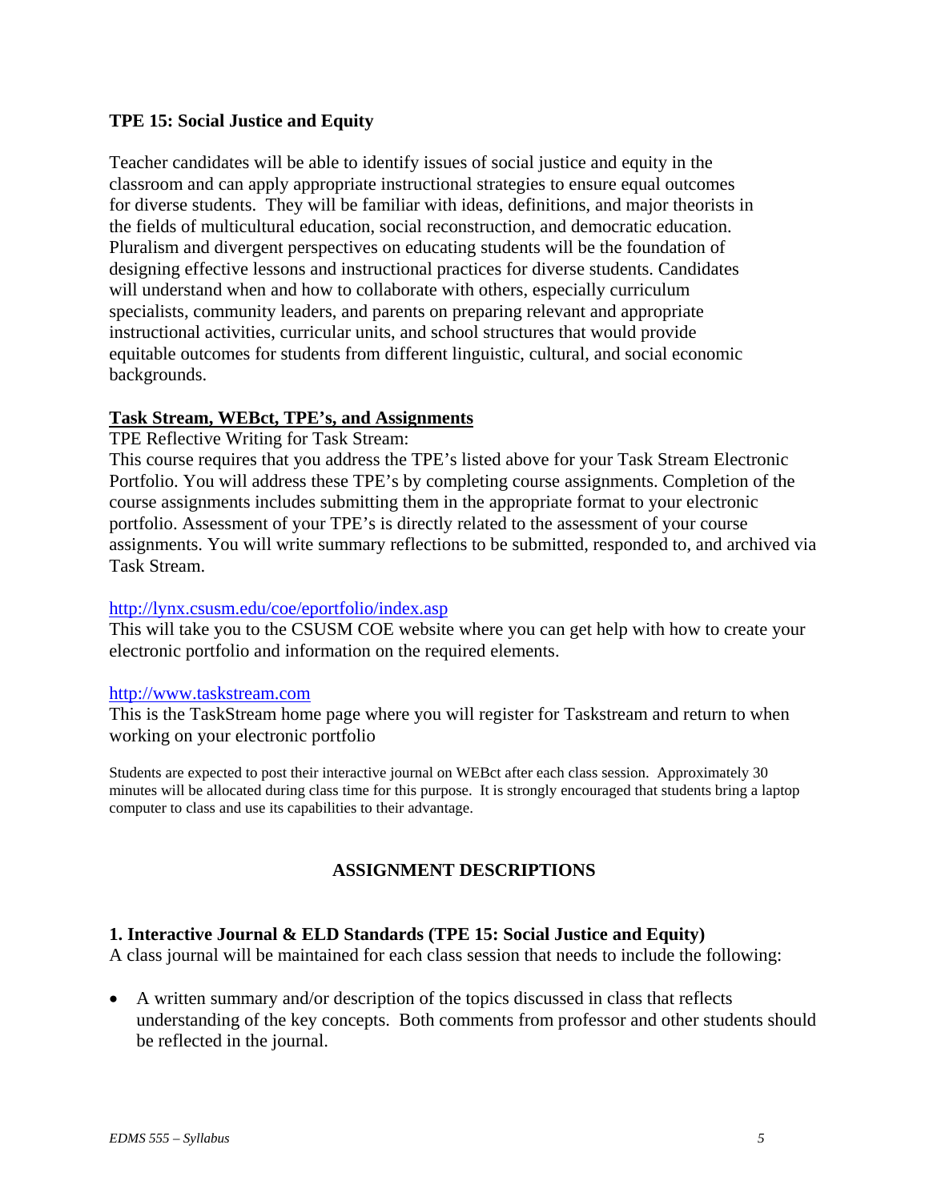**TPE 15: Social Justice and Equity**

Teacher candidates will be able to identify issues of social justice and equity in the classroom and can apply appropriate instructional strategies to ensure equal outcomes for diverse students. They will be familiar with ideas, definitions, and major theorists in the fields of multicultural education, social reconstruction, and democratic education. Pluralism and divergent perspectives on educating students will be the foundation of designing effective lessons and instructional practices for diverse students. Candidates will understand when and how to collaborate with others, especially curriculum specialists, community leaders, and parents on preparing relevant and appropriate instructional activities, curricular units, and school structures that would provide equitable outcomes for students from different linguistic, cultural, and social economic backgrounds.

**Task Stream, WEBct, TPE's, and Assignments**

TPE Reflective Writing for Task Stream:
This course requires that you address the TPE's listed above for your Task Stream Electronic Portfolio. You will address these TPE's by completing course assignments. Completion of the course assignments includes submitting them in the appropriate format to your electronic portfolio. Assessment of your TPE's is directly related to the assessment of your course assignments. You will write summary reflections to be submitted, responded to, and archived via Task Stream.

http://lynx.csusm.edu/coe/eportfolio/index.asp
This will take you to the CSUSM COE website where you can get help with how to create your electronic portfolio and information on the required elements.

http://www.taskstream.com
This is the TaskStream home page where you will register for Taskstream and return to when working on your electronic portfolio

Students are expected to post their interactive journal on WEBct after each class session. Approximately 30 minutes will be allocated during class time for this purpose. It is strongly encouraged that students bring a laptop computer to class and use its capabilities to their advantage.

## ASSIGNMENT DESCRIPTIONS

**1. Interactive Journal & ELD Standards (TPE 15: Social Justice and Equity)**
A class journal will be maintained for each class session that needs to include the following:

- A written summary and/or description of the topics discussed in class that reflects understanding of the key concepts. Both comments from professor and other students should be reflected in the journal.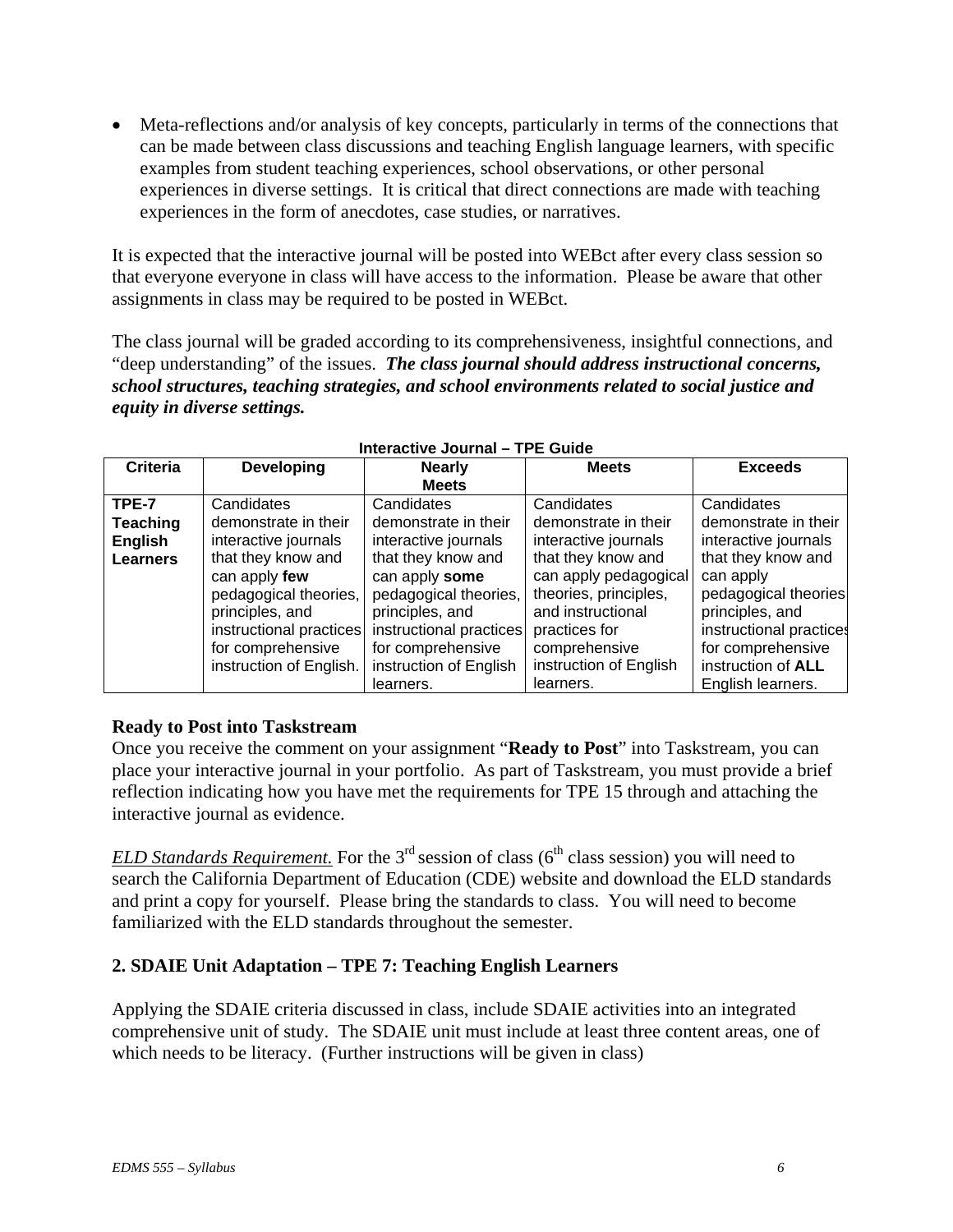- Meta-reflections and/or analysis of key concepts, particularly in terms of the connections that can be made between class discussions and teaching English language learners, with specific examples from student teaching experiences, school observations, or other personal experiences in diverse settings. It is critical that direct connections are made with teaching experiences in the form of anecdotes, case studies, or narratives.

It is expected that the interactive journal will be posted into WEBct after every class session so that everyone everyone in class will have access to the information. Please be aware that other assignments in class may be required to be posted in WEBct.

The class journal will be graded according to its comprehensiveness, insightful connections, and "deep understanding" of the issues. ***The class journal should address instructional concerns, school structures, teaching strategies, and school environments related to social justice and equity in diverse settings.***

**Interactive Journal – TPE Guide**

| Criteria | Developing | Nearly Meets | Meets | Exceeds |
|---|---|---|---|---|
| **TPE-7 Teaching English Learners** | Candidates demonstrate in their interactive journals that they know and can apply **few** pedagogical theories, principles, and instructional practices for comprehensive instruction of English. | Candidates demonstrate in their interactive journals that they know and can apply **some** pedagogical theories, principles, and instructional practices for comprehensive instruction of English learners. | Candidates demonstrate in their interactive journals that they know and can apply pedagogical theories, principles, and instructional practices for comprehensive instruction of English learners. | Candidates demonstrate in their interactive journals that they know and can apply pedagogical theories principles, and instructional practices for comprehensive instruction of **ALL** English learners. |

**Ready to Post into Taskstream**

Once you receive the comment on your assignment "**Ready to Post**" into Taskstream, you can place your interactive journal in your portfolio. As part of Taskstream, you must provide a brief reflection indicating how you have met the requirements for TPE 15 through and attaching the interactive journal as evidence.

*ELD Standards Requirement.* For the 3rd session of class (6th class session) you will need to search the California Department of Education (CDE) website and download the ELD standards and print a copy for yourself. Please bring the standards to class. You will need to become familiarized with the ELD standards throughout the semester.

## 2. SDAIE Unit Adaptation – TPE 7: Teaching English Learners

Applying the SDAIE criteria discussed in class, include SDAIE activities into an integrated comprehensive unit of study. The SDAIE unit must include at least three content areas, one of which needs to be literacy. (Further instructions will be given in class)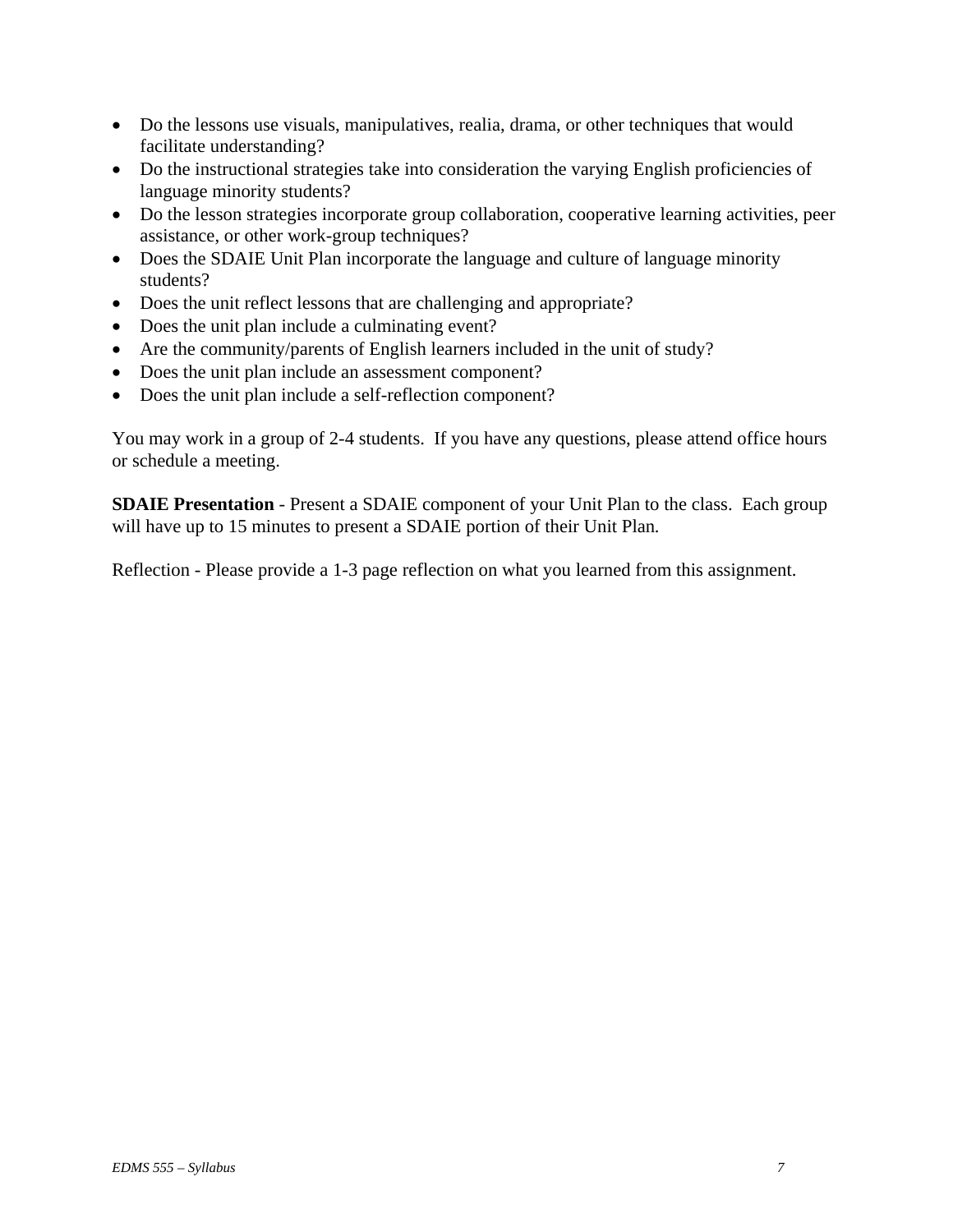- Do the lessons use visuals, manipulatives, realia, drama, or other techniques that would facilitate understanding?
- Do the instructional strategies take into consideration the varying English proficiencies of language minority students?
- Do the lesson strategies incorporate group collaboration, cooperative learning activities, peer assistance, or other work-group techniques?
- Does the SDAIE Unit Plan incorporate the language and culture of language minority students?
- Does the unit reflect lessons that are challenging and appropriate?
- Does the unit plan include a culminating event?
- Are the community/parents of English learners included in the unit of study?
- Does the unit plan include an assessment component?
- Does the unit plan include a self-reflection component?

You may work in a group of 2-4 students. If you have any questions, please attend office hours or schedule a meeting.

**SDAIE Presentation** - Present a SDAIE component of your Unit Plan to the class. Each group will have up to 15 minutes to present a SDAIE portion of their Unit Plan.

Reflection - Please provide a 1-3 page reflection on what you learned from this assignment.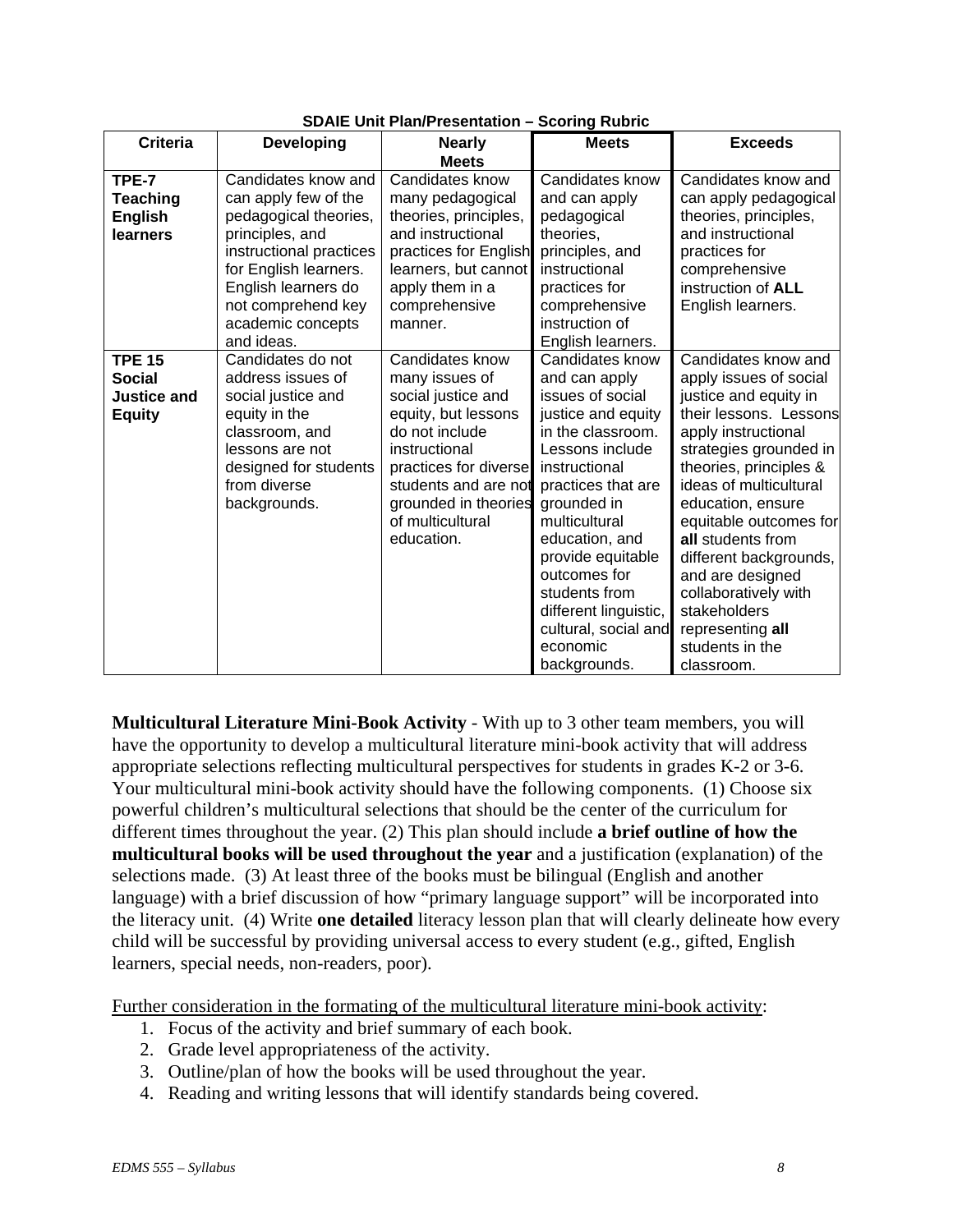**SDAIE Unit Plan/Presentation – Scoring Rubric**

| Criteria | Developing | Nearly Meets | Meets | Exceeds |
|---|---|---|---|---|
| **TPE-7 Teaching English learners** | Candidates know and can apply few of the pedagogical theories, principles, and instructional practices for English learners. English learners do not comprehend key academic concepts and ideas. | Candidates know many pedagogical theories, principles, and instructional practices for English learners, but cannot apply them in a comprehensive manner. | Candidates know and can apply pedagogical theories, principles, and instructional practices for comprehensive instruction of English learners. | Candidates know and can apply pedagogical theories, principles, and instructional practices for comprehensive instruction of **ALL** English learners. |
| **TPE 15 Social Justice and Equity** | Candidates do not address issues of social justice and equity in the classroom, and lessons are not designed for students from diverse backgrounds. | Candidates know many issues of social justice and equity, but lessons do not include instructional practices for diverse students and are not grounded in theories of multicultural education. | Candidates know and can apply issues of social justice and equity in the classroom. Lessons include instructional practices that are grounded in multicultural education, and provide equitable outcomes for students from different linguistic, cultural, social and economic backgrounds. | Candidates know and apply issues of social justice and equity in their lessons. Lessons apply instructional strategies grounded in theories, principles & ideas of multicultural education, ensure equitable outcomes for **all** students from different backgrounds, and are designed collaboratively with stakeholders representing **all** students in the classroom. |

**Multicultural Literature Mini-Book Activity** - With up to 3 other team members, you will have the opportunity to develop a multicultural literature mini-book activity that will address appropriate selections reflecting multicultural perspectives for students in grades K-2 or 3-6. Your multicultural mini-book activity should have the following components. (1) Choose six powerful children's multicultural selections that should be the center of the curriculum for different times throughout the year. (2) This plan should include **a brief outline of how the multicultural books will be used throughout the year** and a justification (explanation) of the selections made. (3) At least three of the books must be bilingual (English and another language) with a brief discussion of how "primary language support" will be incorporated into the literacy unit. (4) Write **one detailed** literacy lesson plan that will clearly delineate how every child will be successful by providing universal access to every student (e.g., gifted, English learners, special needs, non-readers, poor).

<u>Further consideration in the formating of the multicultural literature mini-book activity</u>:

1. Focus of the activity and brief summary of each book.
2. Grade level appropriateness of the activity.
3. Outline/plan of how the books will be used throughout the year.
4. Reading and writing lessons that will identify standards being covered.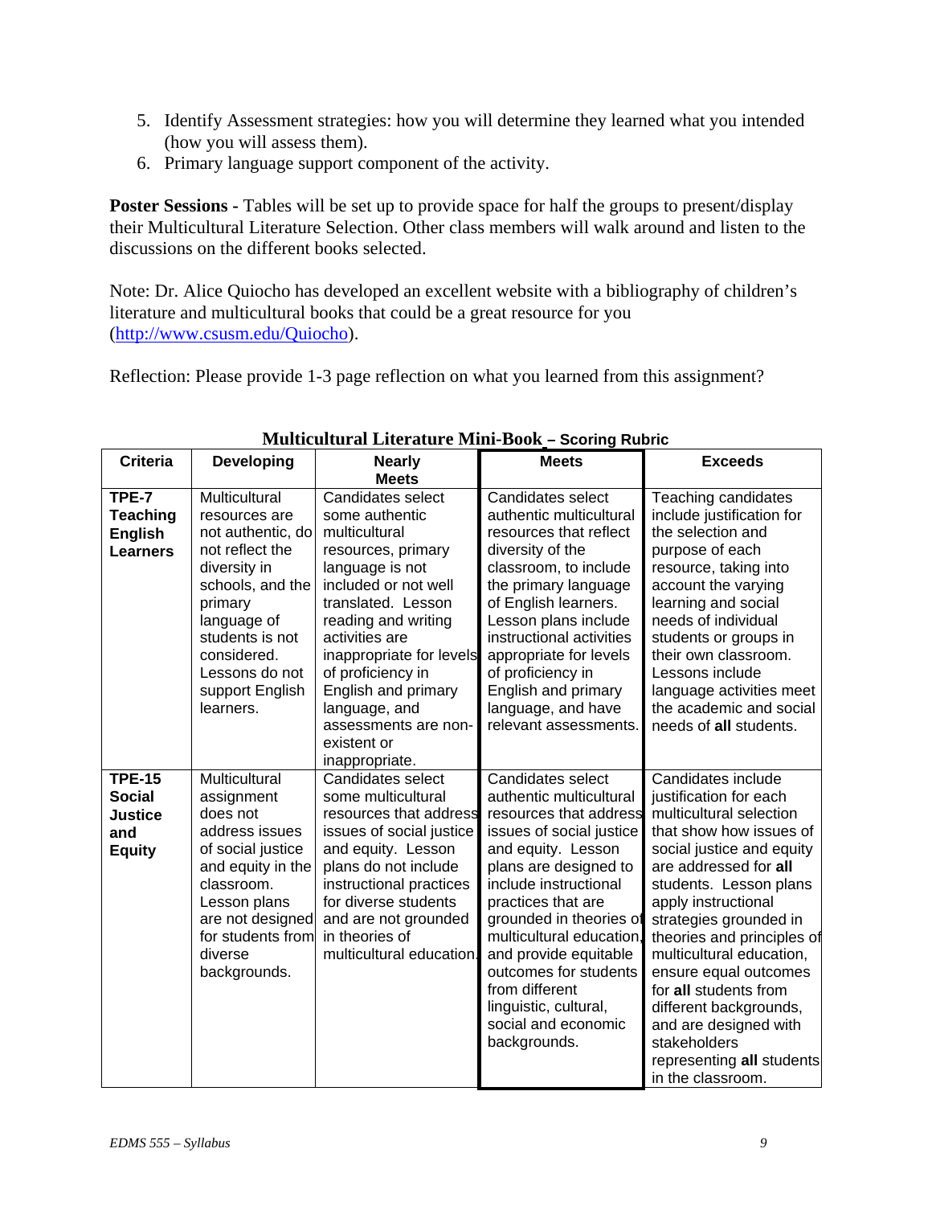5. Identify Assessment strategies: how you will determine they learned what you intended (how you will assess them).
6. Primary language support component of the activity.

**Poster Sessions -** Tables will be set up to provide space for half the groups to present/display their Multicultural Literature Selection. Other class members will walk around and listen to the discussions on the different books selected.

Note: Dr. Alice Quiocho has developed an excellent website with a bibliography of children's literature and multicultural books that could be a great resource for you (http://www.csusm.edu/Quiocho).

Reflection: Please provide 1-3 page reflection on what you learned from this assignment?

**Multicultural Literature Mini-Book – Scoring Rubric**

| Criteria | Developing | Nearly Meets | Meets | Exceeds |
|---|---|---|---|---|
| **TPE-7 Teaching English Learners** | Multicultural resources are not authentic, do not reflect the diversity in schools, and the primary language of students is not considered. Lessons do not support English learners. | Candidates select some authentic multicultural resources, primary language is not included or not well translated. Lesson reading and writing activities are inappropriate for levels of proficiency in English and primary language, and assessments are non-existent or inappropriate. | Candidates select authentic multicultural resources that reflect diversity of the classroom, to include the primary language of English learners. Lesson plans include instructional activities appropriate for levels of proficiency in English and primary language, and have relevant assessments. | Teaching candidates include justification for the selection and purpose of each resource, taking into account the varying learning and social needs of individual students or groups in their own classroom. Lessons include language activities meet the academic and social needs of **all** students. |
| **TPE-15 Social Justice and Equity** | Multicultural assignment does not address issues of social justice and equity in the classroom. Lesson plans are not designed for students from diverse backgrounds. | Candidates select some multicultural resources that address issues of social justice and equity. Lesson plans do not include instructional practices for diverse students and are not grounded in theories of multicultural education. | Candidates select authentic multicultural resources that address issues of social justice and equity. Lesson plans are designed to include instructional practices that are grounded in theories of multicultural education, and provide equitable outcomes for students from different linguistic, cultural, social and economic backgrounds. | Candidates include justification for each multicultural selection that show how issues of social justice and equity are addressed for **all** students. Lesson plans apply instructional strategies grounded in theories and principles of multicultural education, ensure equal outcomes for **all** students from different backgrounds, and are designed with stakeholders representing **all** students in the classroom. |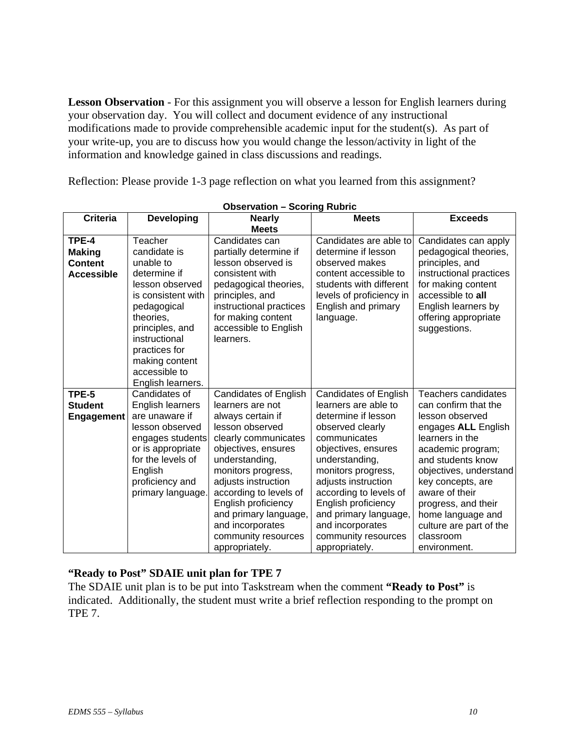**Lesson Observation** - For this assignment you will observe a lesson for English learners during your observation day. You will collect and document evidence of any instructional modifications made to provide comprehensible academic input for the student(s). As part of your write-up, you are to discuss how you would change the lesson/activity in light of the information and knowledge gained in class discussions and readings.

Reflection: Please provide 1-3 page reflection on what you learned from this assignment?

**Observation – Scoring Rubric**

| Criteria | Developing | Nearly Meets | Meets | Exceeds |
|---|---|---|---|---|
| **TPE-4 Making Content Accessible** | Teacher candidate is unable to determine if lesson observed is consistent with pedagogical theories, principles, and instructional practices for making content accessible to English learners. | Candidates can partially determine if lesson observed is consistent with pedagogical theories, principles, and instructional practices for making content accessible to English learners. | Candidates are able to determine if lesson observed makes content accessible to students with different levels of proficiency in English and primary language. | Candidates can apply pedagogical theories, principles, and instructional practices for making content accessible to **all** English learners by offering appropriate suggestions. |
| **TPE-5 Student Engagement** | Candidates of English learners are unaware if lesson observed engages students or is appropriate for the levels of English proficiency and primary language. | Candidates of English learners are not always certain if lesson observed clearly communicates objectives, ensures understanding, monitors progress, adjusts instruction according to levels of English proficiency and primary language, and incorporates community resources appropriately. | Candidates of English learners are able to determine if lesson observed clearly communicates objectives, ensures understanding, monitors progress, adjusts instruction according to levels of English proficiency and primary language, and incorporates community resources appropriately. | Teachers candidates can confirm that the lesson observed engages **ALL** English learners in the academic program; and students know objectives, understand key concepts, are aware of their progress, and their home language and culture are part of the classroom environment. |

**"Ready to Post" SDAIE unit plan for TPE 7**

The SDAIE unit plan is to be put into Taskstream when the comment **"Ready to Post"** is indicated. Additionally, the student must write a brief reflection responding to the prompt on TPE 7.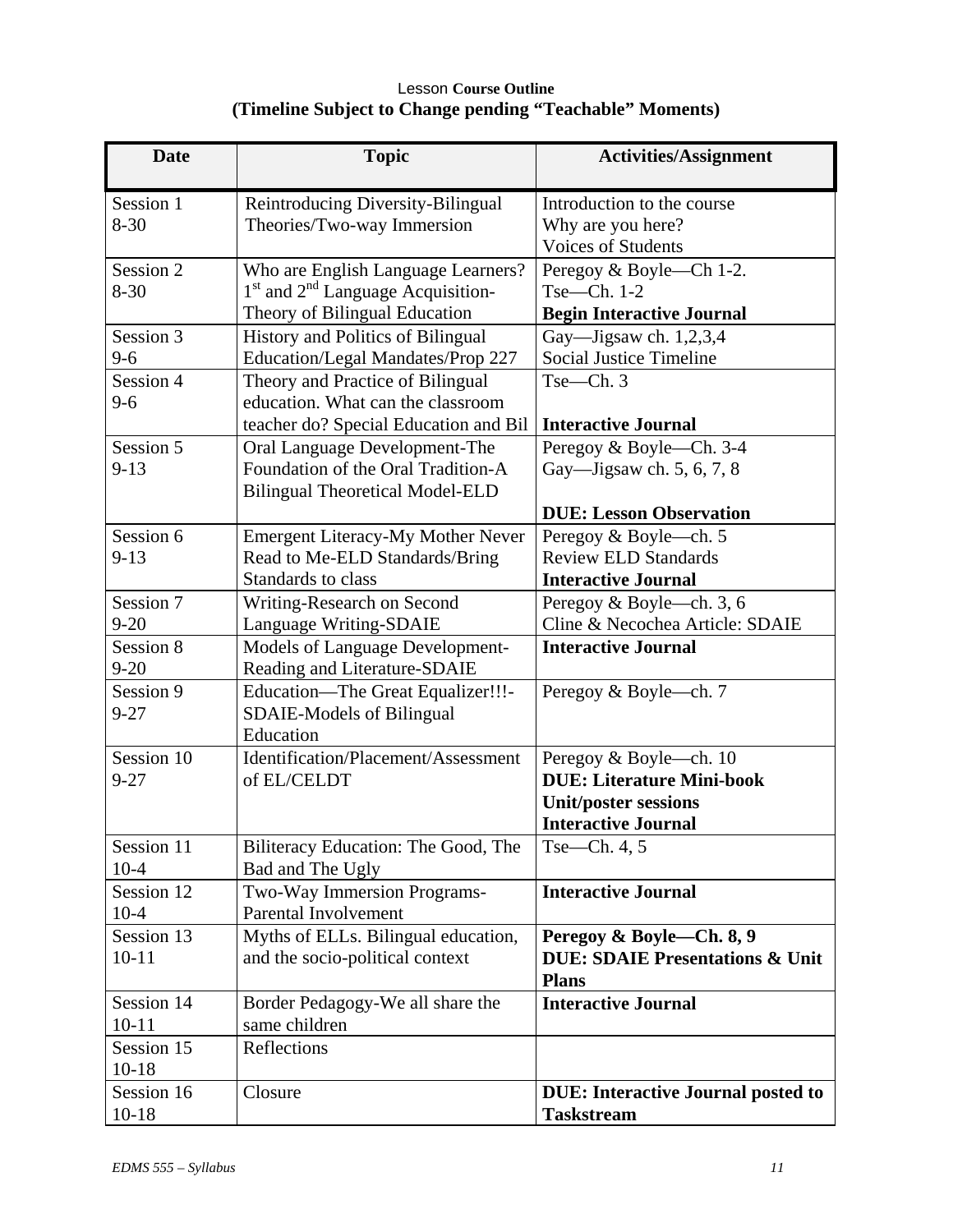Lesson **Course Outline**
**(Timeline Subject to Change pending "Teachable" Moments)**

| Date | Topic | Activities/Assignment |
|---|---|---|
| Session 1<br>8-30 | Reintroducing Diversity-Bilingual Theories/Two-way Immersion | Introduction to the course<br>Why are you here?<br>Voices of Students |
| Session 2<br>8-30 | Who are English Language Learners? 1st and 2nd Language Acquisition-Theory of Bilingual Education | Peregoy & Boyle—Ch 1-2.<br>Tse—Ch. 1-2<br>**Begin Interactive Journal** |
| Session 3<br>9-6 | History and Politics of Bilingual Education/Legal Mandates/Prop 227 | Gay—Jigsaw ch. 1,2,3,4<br>Social Justice Timeline |
| Session 4<br>9-6 | Theory and Practice of Bilingual education. What can the classroom teacher do? Special Education and Bil | Tse—Ch. 3<br><br>**Interactive Journal** |
| Session 5<br>9-13 | Oral Language Development-The Foundation of the Oral Tradition-A Bilingual Theoretical Model-ELD | Peregoy & Boyle—Ch. 3-4<br>Gay—Jigsaw ch. 5, 6, 7, 8<br><br>**DUE: Lesson Observation** |
| Session 6<br>9-13 | Emergent Literacy-My Mother Never Read to Me-ELD Standards/Bring Standards to class | Peregoy & Boyle—ch. 5<br>Review ELD Standards<br>**Interactive Journal** |
| Session 7<br>9-20 | Writing-Research on Second Language Writing-SDAIE | Peregoy & Boyle—ch. 3, 6<br>Cline & Necochea Article: SDAIE |
| Session 8<br>9-20 | Models of Language Development-Reading and Literature-SDAIE | **Interactive Journal** |
| Session 9<br>9-27 | Education—The Great Equalizer!!!-SDAIE-Models of Bilingual Education | Peregoy & Boyle—ch. 7 |
| Session 10<br>9-27 | Identification/Placement/Assessment of EL/CELDT | Peregoy & Boyle—ch. 10<br>**DUE: Literature Mini-book Unit/poster sessions**<br>**Interactive Journal** |
| Session 11<br>10-4 | Biliteracy Education: The Good, The Bad and The Ugly | Tse—Ch. 4, 5 |
| Session 12<br>10-4 | Two-Way Immersion Programs-Parental Involvement | **Interactive Journal** |
| Session 13<br>10-11 | Myths of ELLs. Bilingual education, and the socio-political context | **Peregoy & Boyle—Ch. 8, 9**<br>**DUE: SDAIE Presentations & Unit Plans** |
| Session 14<br>10-11 | Border Pedagogy-We all share the same children | **Interactive Journal** |
| Session 15<br>10-18 | Reflections | |
| Session 16<br>10-18 | Closure | **DUE: Interactive Journal posted to Taskstream** |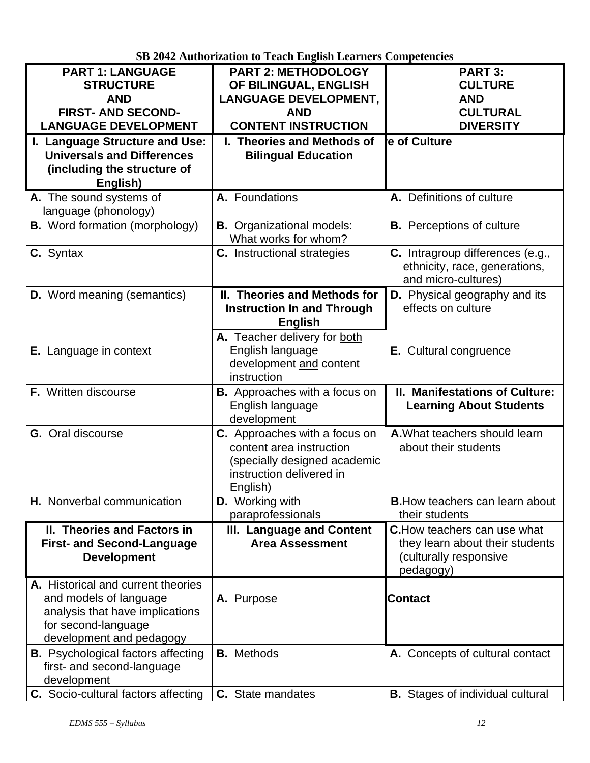**SB 2042 Authorization to Teach English Learners Competencies**

| PART 1: LANGUAGE STRUCTURE AND FIRST- AND SECOND-LANGUAGE DEVELOPMENT | PART 2: METHODOLOGY OF BILINGUAL, ENGLISH LANGUAGE DEVELOPMENT, AND CONTENT INSTRUCTION | PART 3: CULTURE AND CULTURAL DIVERSITY |
|---|---|---|
| **I. Language Structure and Use: Universals and Differences (including the structure of English)** | **I. Theories and Methods of Bilingual Education** | **e of Culture** |
| **A.** The sound systems of language (phonology) | **A.** Foundations | **A.** Definitions of culture |
| **B.** Word formation (morphology) | **B.** Organizational models: What works for whom? | **B.** Perceptions of culture |
| **C.** Syntax | **C.** Instructional strategies | **C.** Intragroup differences (e.g., ethnicity, race, generations, and micro-cultures) |
| **D.** Word meaning (semantics) | **II. Theories and Methods for Instruction In and Through English** | **D.** Physical geography and its effects on culture |
| **E.** Language in context | **A.** Teacher delivery for both English language development and content instruction | **E.** Cultural congruence |
| **F.** Written discourse | **B.** Approaches with a focus on English language development | **II. Manifestations of Culture: Learning About Students** |
| **G.** Oral discourse | **C.** Approaches with a focus on content area instruction (specially designed academic instruction delivered in English) | **A.** What teachers should learn about their students |
| **H.** Nonverbal communication | **D.** Working with paraprofessionals | **B.** How teachers can learn about their students |
| **II. Theories and Factors in First- and Second-Language Development** | **III. Language and Content Area Assessment** | **C.** How teachers can use what they learn about their students (culturally responsive pedagogy) |
| **A.** Historical and current theories and models of language analysis that have implications for second-language development and pedagogy | **A.** Purpose | **Contact** |
| **B.** Psychological factors affecting first- and second-language development | **B.** Methods | **A.** Concepts of cultural contact |
| **C.** Socio-cultural factors affecting | **C.** State mandates | **B.** Stages of individual cultural |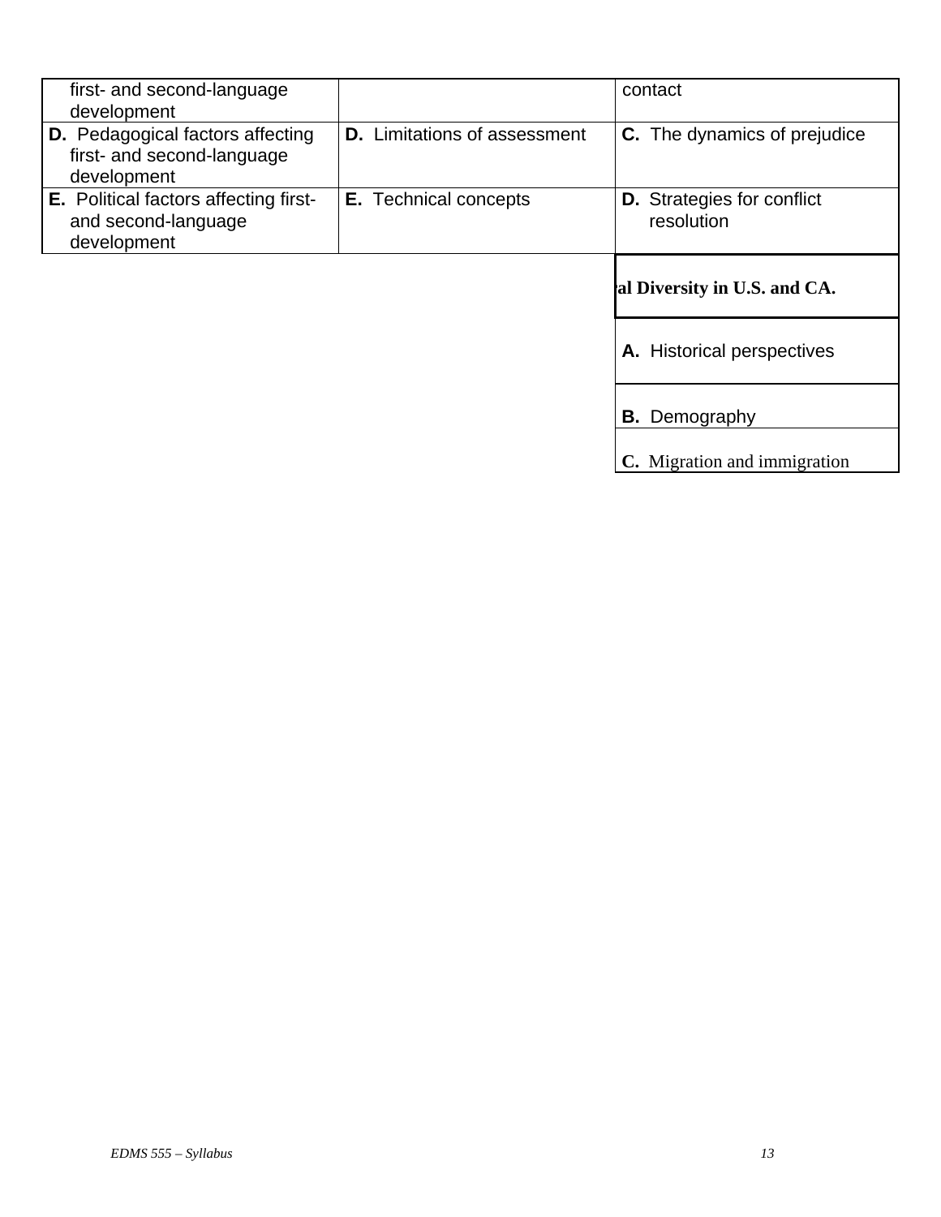| | | |
|---|---|---|
| first- and second-language development | | contact |
| **D.** Pedagogical factors affecting first- and second-language development | **D.** Limitations of assessment | **C.** The dynamics of prejudice |
| **E.** Political factors affecting first- and second-language development | **E.** Technical concepts | **D.** Strategies for conflict resolution |
| | | **al Diversity in U.S. and CA.** |
| | | **A.** Historical perspectives |
| | | **B.** Demography |
| | | **C.** Migration and immigration |